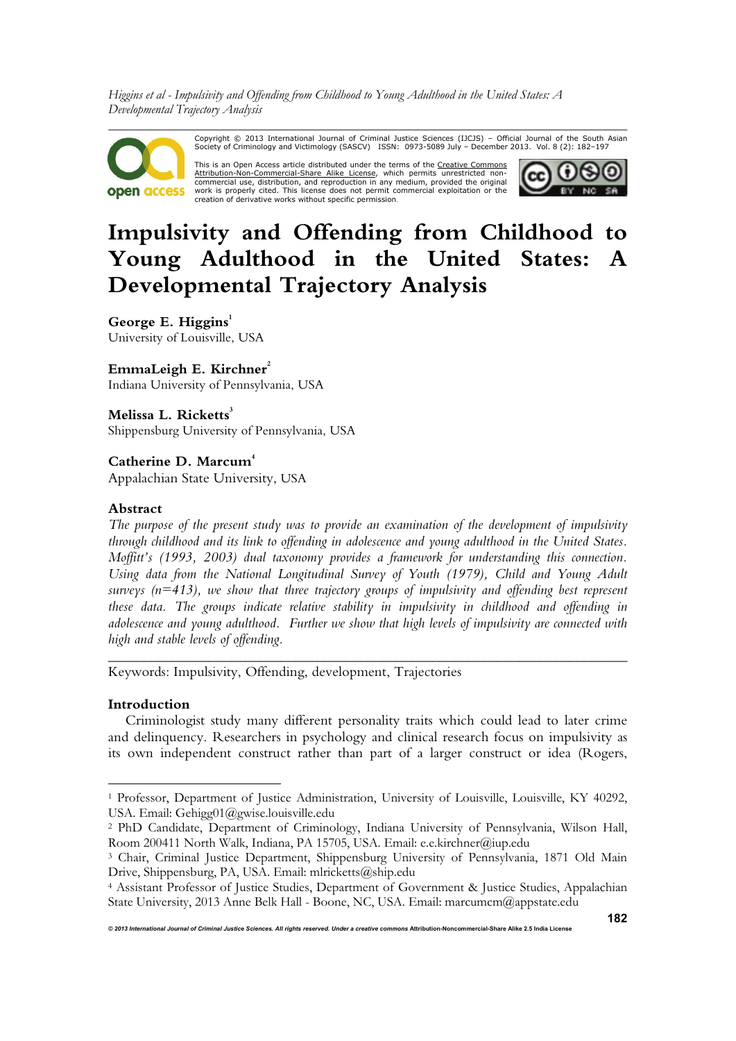Copyright © 2013 International Journal of Criminal Justice Sciences (IJCJS) – Official Journal of the South Asian Society of Criminology and Victimology (SASCV) ISSN: 0973-5089 July – December 2013. Vol. 8 (2): 182–197

This is an Open Access article distributed under the terms of the Creative Commons Attribution-Non-Commercial-Share Alike License, which permits unrestricted non-commercial use, distribution, and reproduction in any medium, provided the original work is properly cited. This license does not permit commercial exploitation or the creation of derivative works without specific permission.

# Impulsivity and Offending from Childhood to Young Adulthood in the United States: A Developmental Trajectory Analysis

**George E. Higgins**[1]
University of Louisville, USA

**EmmaLeigh E. Kirchner**[2]
Indiana University of Pennsylvania, USA

**Melissa L. Ricketts**[3]
Shippensburg University of Pennsylvania, USA

**Catherine D. Marcum**[4]
Appalachian State University, USA

## Abstract

*The purpose of the present study was to provide an examination of the development of impulsivity through childhood and its link to offending in adolescence and young adulthood in the United States. Moffitt's (1993, 2003) dual taxonomy provides a framework for understanding this connection. Using data from the National Longitudinal Survey of Youth (1979), Child and Young Adult surveys (n=413), we show that three trajectory groups of impulsivity and offending best represent these data. The groups indicate relative stability in impulsivity in childhood and offending in adolescence and young adulthood. Further we show that high levels of impulsivity are connected with high and stable levels of offending.*

---

Keywords: Impulsivity, Offending, development, Trajectories

## Introduction

Criminologist study many different personality traits which could lead to later crime and delinquency. Researchers in psychology and clinical research focus on impulsivity as its own independent construct rather than part of a larger construct or idea (Rogers,

---

[1] Professor, Department of Justice Administration, University of Louisville, Louisville, KY 40292, USA. Email: Gehigg01@gwise.louisville.edu

[2] PhD Candidate, Department of Criminology, Indiana University of Pennsylvania, Wilson Hall, Room 200411 North Walk, Indiana, PA 15705, USA. Email: e.e.kirchner@iup.edu

[3] Chair, Criminal Justice Department, Shippensburg University of Pennsylvania, 1871 Old Main Drive, Shippensburg, PA, USA. Email: mlricketts@ship.edu

[4] Assistant Professor of Justice Studies, Department of Government & Justice Studies, Appalachian State University, 2013 Anne Belk Hall - Boone, NC, USA. Email: marcumcm@appstate.edu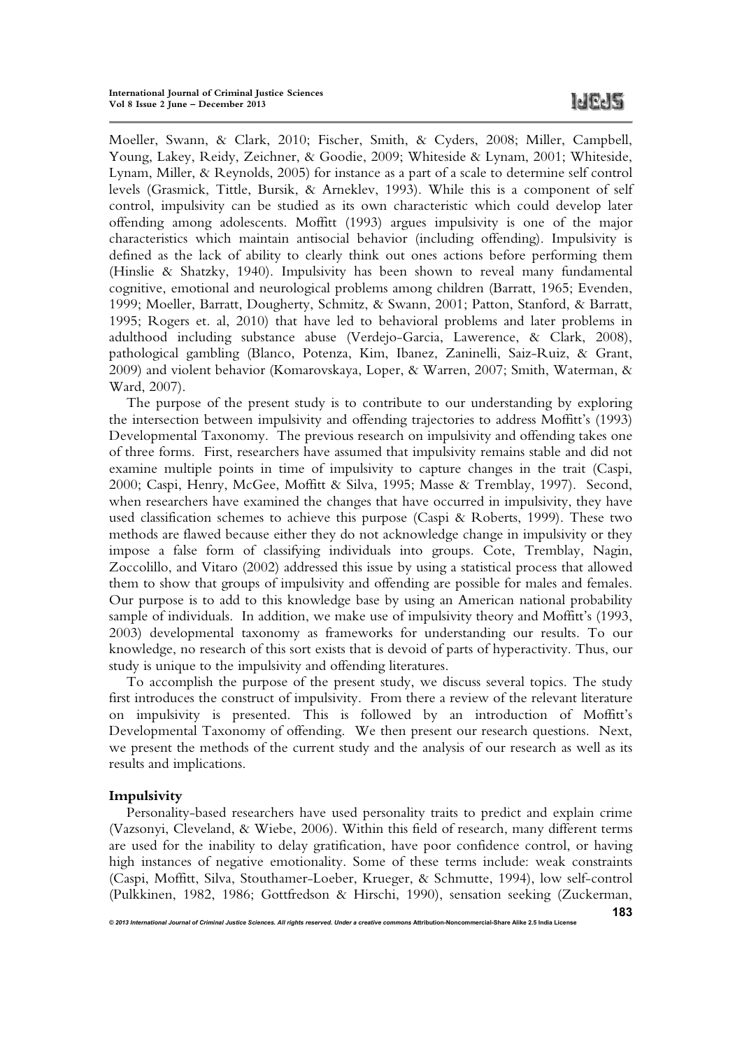Moeller, Swann, & Clark, 2010; Fischer, Smith, & Cyders, 2008; Miller, Campbell, Young, Lakey, Reidy, Zeichner, & Goodie, 2009; Whiteside & Lynam, 2001; Whiteside, Lynam, Miller, & Reynolds, 2005) for instance as a part of a scale to determine self control levels (Grasmick, Tittle, Bursik, & Arneklev, 1993). While this is a component of self control, impulsivity can be studied as its own characteristic which could develop later offending among adolescents. Moffitt (1993) argues impulsivity is one of the major characteristics which maintain antisocial behavior (including offending). Impulsivity is defined as the lack of ability to clearly think out ones actions before performing them (Hinslie & Shatzky, 1940). Impulsivity has been shown to reveal many fundamental cognitive, emotional and neurological problems among children (Barratt, 1965; Evenden, 1999; Moeller, Barratt, Dougherty, Schmitz, & Swann, 2001; Patton, Stanford, & Barratt, 1995; Rogers et. al, 2010) that have led to behavioral problems and later problems in adulthood including substance abuse (Verdejo-Garcia, Lawerence, & Clark, 2008), pathological gambling (Blanco, Potenza, Kim, Ibanez, Zaninelli, Saiz-Ruiz, & Grant, 2009) and violent behavior (Komarovskaya, Loper, & Warren, 2007; Smith, Waterman, & Ward, 2007).

The purpose of the present study is to contribute to our understanding by exploring the intersection between impulsivity and offending trajectories to address Moffitt's (1993) Developmental Taxonomy. The previous research on impulsivity and offending takes one of three forms. First, researchers have assumed that impulsivity remains stable and did not examine multiple points in time of impulsivity to capture changes in the trait (Caspi, 2000; Caspi, Henry, McGee, Moffitt & Silva, 1995; Masse & Tremblay, 1997). Second, when researchers have examined the changes that have occurred in impulsivity, they have used classification schemes to achieve this purpose (Caspi & Roberts, 1999). These two methods are flawed because either they do not acknowledge change in impulsivity or they impose a false form of classifying individuals into groups. Cote, Tremblay, Nagin, Zoccolillo, and Vitaro (2002) addressed this issue by using a statistical process that allowed them to show that groups of impulsivity and offending are possible for males and females. Our purpose is to add to this knowledge base by using an American national probability sample of individuals. In addition, we make use of impulsivity theory and Moffitt's (1993, 2003) developmental taxonomy as frameworks for understanding our results. To our knowledge, no research of this sort exists that is devoid of parts of hyperactivity. Thus, our study is unique to the impulsivity and offending literatures.

To accomplish the purpose of the present study, we discuss several topics. The study first introduces the construct of impulsivity. From there a review of the relevant literature on impulsivity is presented. This is followed by an introduction of Moffitt's Developmental Taxonomy of offending. We then present our research questions. Next, we present the methods of the current study and the analysis of our research as well as its results and implications.

## Impulsivity

Personality-based researchers have used personality traits to predict and explain crime (Vazsonyi, Cleveland, & Wiebe, 2006). Within this field of research, many different terms are used for the inability to delay gratification, have poor confidence control, or having high instances of negative emotionality. Some of these terms include: weak constraints (Caspi, Moffitt, Silva, Stouthamer-Loeber, Krueger, & Schmutte, 1994), low self-control (Pulkkinen, 1982, 1986; Gottfredson & Hirschi, 1990), sensation seeking (Zuckerman,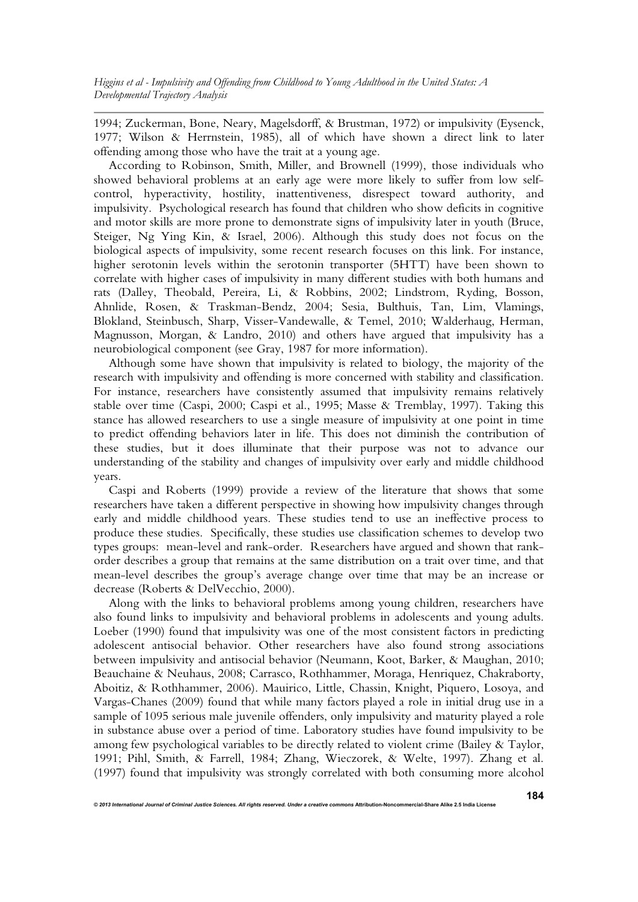1994; Zuckerman, Bone, Neary, Magelsdorff, & Brustman, 1972) or impulsivity (Eysenck, 1977; Wilson & Herrnstein, 1985), all of which have shown a direct link to later offending among those who have the trait at a young age.

According to Robinson, Smith, Miller, and Brownell (1999), those individuals who showed behavioral problems at an early age were more likely to suffer from low self-control, hyperactivity, hostility, inattentiveness, disrespect toward authority, and impulsivity. Psychological research has found that children who show deficits in cognitive and motor skills are more prone to demonstrate signs of impulsivity later in youth (Bruce, Steiger, Ng Ying Kin, & Israel, 2006). Although this study does not focus on the biological aspects of impulsivity, some recent research focuses on this link. For instance, higher serotonin levels within the serotonin transporter (5HTT) have been shown to correlate with higher cases of impulsivity in many different studies with both humans and rats (Dalley, Theobald, Pereira, Li, & Robbins, 2002; Lindstrom, Ryding, Bosson, Ahnlide, Rosen, & Traskman-Bendz, 2004; Sesia, Bulthuis, Tan, Lim, Vlamings, Blokland, Steinbusch, Sharp, Visser-Vandewalle, & Temel, 2010; Walderhaug, Herman, Magnusson, Morgan, & Landro, 2010) and others have argued that impulsivity has a neurobiological component (see Gray, 1987 for more information).

Although some have shown that impulsivity is related to biology, the majority of the research with impulsivity and offending is more concerned with stability and classification. For instance, researchers have consistently assumed that impulsivity remains relatively stable over time (Caspi, 2000; Caspi et al., 1995; Masse & Tremblay, 1997). Taking this stance has allowed researchers to use a single measure of impulsivity at one point in time to predict offending behaviors later in life. This does not diminish the contribution of these studies, but it does illuminate that their purpose was not to advance our understanding of the stability and changes of impulsivity over early and middle childhood years.

Caspi and Roberts (1999) provide a review of the literature that shows that some researchers have taken a different perspective in showing how impulsivity changes through early and middle childhood years. These studies tend to use an ineffective process to produce these studies. Specifically, these studies use classification schemes to develop two types groups: mean-level and rank-order. Researchers have argued and shown that rank-order describes a group that remains at the same distribution on a trait over time, and that mean-level describes the group's average change over time that may be an increase or decrease (Roberts & DelVecchio, 2000).

Along with the links to behavioral problems among young children, researchers have also found links to impulsivity and behavioral problems in adolescents and young adults. Loeber (1990) found that impulsivity was one of the most consistent factors in predicting adolescent antisocial behavior. Other researchers have also found strong associations between impulsivity and antisocial behavior (Neumann, Koot, Barker, & Maughan, 2010; Beauchaine & Neuhaus, 2008; Carrasco, Rothhammer, Moraga, Henriquez, Chakraborty, Aboitiz, & Rothhammer, 2006). Mauirico, Little, Chassin, Knight, Piquero, Losoya, and Vargas-Chanes (2009) found that while many factors played a role in initial drug use in a sample of 1095 serious male juvenile offenders, only impulsivity and maturity played a role in substance abuse over a period of time. Laboratory studies have found impulsivity to be among few psychological variables to be directly related to violent crime (Bailey & Taylor, 1991; Pihl, Smith, & Farrell, 1984; Zhang, Wieczorek, & Welte, 1997). Zhang et al. (1997) found that impulsivity was strongly correlated with both consuming more alcohol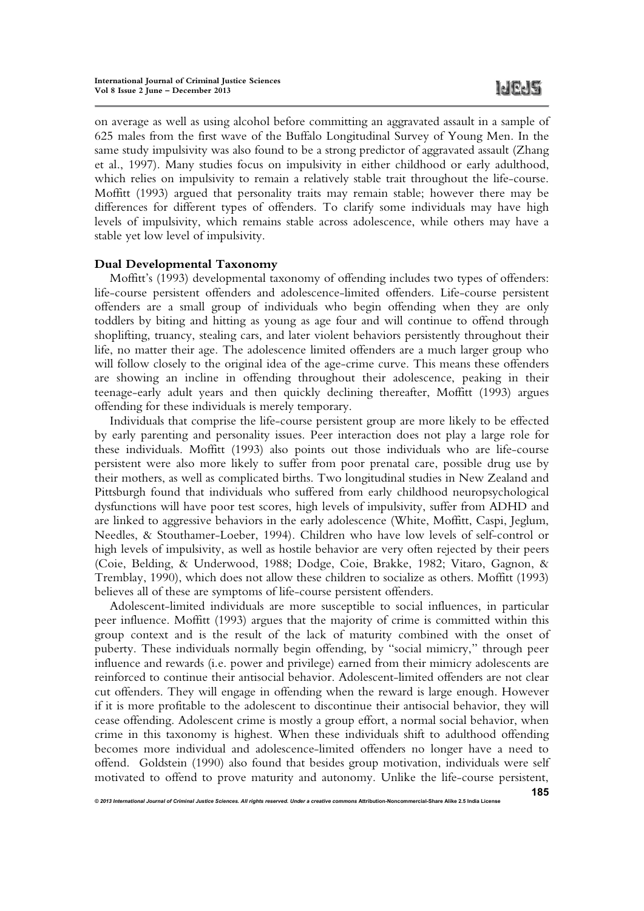on average as well as using alcohol before committing an aggravated assault in a sample of 625 males from the first wave of the Buffalo Longitudinal Survey of Young Men. In the same study impulsivity was also found to be a strong predictor of aggravated assault (Zhang et al., 1997). Many studies focus on impulsivity in either childhood or early adulthood, which relies on impulsivity to remain a relatively stable trait throughout the life-course. Moffitt (1993) argued that personality traits may remain stable; however there may be differences for different types of offenders. To clarify some individuals may have high levels of impulsivity, which remains stable across adolescence, while others may have a stable yet low level of impulsivity.

**Dual Developmental Taxonomy**

Moffitt's (1993) developmental taxonomy of offending includes two types of offenders: life-course persistent offenders and adolescence-limited offenders. Life-course persistent offenders are a small group of individuals who begin offending when they are only toddlers by biting and hitting as young as age four and will continue to offend through shoplifting, truancy, stealing cars, and later violent behaviors persistently throughout their life, no matter their age. The adolescence limited offenders are a much larger group who will follow closely to the original idea of the age-crime curve. This means these offenders are showing an incline in offending throughout their adolescence, peaking in their teenage-early adult years and then quickly declining thereafter, Moffitt (1993) argues offending for these individuals is merely temporary.

Individuals that comprise the life-course persistent group are more likely to be effected by early parenting and personality issues. Peer interaction does not play a large role for these individuals. Moffitt (1993) also points out those individuals who are life-course persistent were also more likely to suffer from poor prenatal care, possible drug use by their mothers, as well as complicated births. Two longitudinal studies in New Zealand and Pittsburgh found that individuals who suffered from early childhood neuropsychological dysfunctions will have poor test scores, high levels of impulsivity, suffer from ADHD and are linked to aggressive behaviors in the early adolescence (White, Moffitt, Caspi, Jeglum, Needles, & Stouthamer-Loeber, 1994). Children who have low levels of self-control or high levels of impulsivity, as well as hostile behavior are very often rejected by their peers (Coie, Belding, & Underwood, 1988; Dodge, Coie, Brakke, 1982; Vitaro, Gagnon, & Tremblay, 1990), which does not allow these children to socialize as others. Moffitt (1993) believes all of these are symptoms of life-course persistent offenders.

Adolescent-limited individuals are more susceptible to social influences, in particular peer influence. Moffitt (1993) argues that the majority of crime is committed within this group context and is the result of the lack of maturity combined with the onset of puberty. These individuals normally begin offending, by "social mimicry," through peer influence and rewards (i.e. power and privilege) earned from their mimicry adolescents are reinforced to continue their antisocial behavior. Adolescent-limited offenders are not clear cut offenders. They will engage in offending when the reward is large enough. However if it is more profitable to the adolescent to discontinue their antisocial behavior, they will cease offending. Adolescent crime is mostly a group effort, a normal social behavior, when crime in this taxonomy is highest. When these individuals shift to adulthood offending becomes more individual and adolescence-limited offenders no longer have a need to offend. Goldstein (1990) also found that besides group motivation, individuals were self motivated to offend to prove maturity and autonomy. Unlike the life-course persistent,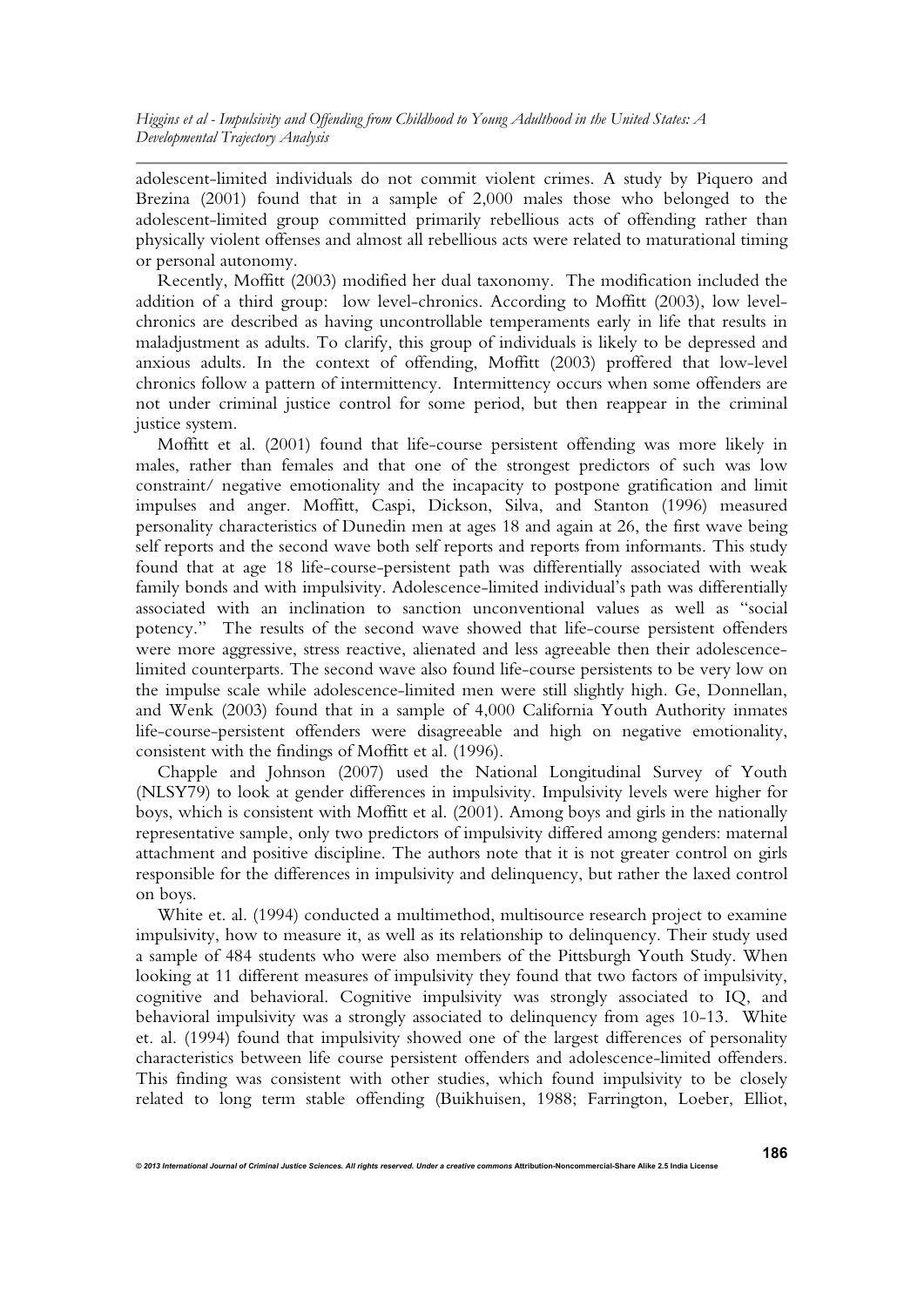adolescent-limited individuals do not commit violent crimes. A study by Piquero and Brezina (2001) found that in a sample of 2,000 males those who belonged to the adolescent-limited group committed primarily rebellious acts of offending rather than physically violent offenses and almost all rebellious acts were related to maturational timing or personal autonomy.

Recently, Moffitt (2003) modified her dual taxonomy. The modification included the addition of a third group: low level-chronics. According to Moffitt (2003), low level-chronics are described as having uncontrollable temperaments early in life that results in maladjustment as adults. To clarify, this group of individuals is likely to be depressed and anxious adults. In the context of offending, Moffitt (2003) proffered that low-level chronics follow a pattern of intermittency. Intermittency occurs when some offenders are not under criminal justice control for some period, but then reappear in the criminal justice system.

Moffitt et al. (2001) found that life-course persistent offending was more likely in males, rather than females and that one of the strongest predictors of such was low constraint/ negative emotionality and the incapacity to postpone gratification and limit impulses and anger. Moffitt, Caspi, Dickson, Silva, and Stanton (1996) measured personality characteristics of Dunedin men at ages 18 and again at 26, the first wave being self reports and the second wave both self reports and reports from informants. This study found that at age 18 life-course-persistent path was differentially associated with weak family bonds and with impulsivity. Adolescence-limited individual's path was differentially associated with an inclination to sanction unconventional values as well as "social potency." The results of the second wave showed that life-course persistent offenders were more aggressive, stress reactive, alienated and less agreeable then their adolescence-limited counterparts. The second wave also found life-course persistents to be very low on the impulse scale while adolescence-limited men were still slightly high. Ge, Donnellan, and Wenk (2003) found that in a sample of 4,000 California Youth Authority inmates life-course-persistent offenders were disagreeable and high on negative emotionality, consistent with the findings of Moffitt et al. (1996).

Chapple and Johnson (2007) used the National Longitudinal Survey of Youth (NLSY79) to look at gender differences in impulsivity. Impulsivity levels were higher for boys, which is consistent with Moffitt et al. (2001). Among boys and girls in the nationally representative sample, only two predictors of impulsivity differed among genders: maternal attachment and positive discipline. The authors note that it is not greater control on girls responsible for the differences in impulsivity and delinquency, but rather the laxed control on boys.

White et. al. (1994) conducted a multimethod, multisource research project to examine impulsivity, how to measure it, as well as its relationship to delinquency. Their study used a sample of 484 students who were also members of the Pittsburgh Youth Study. When looking at 11 different measures of impulsivity they found that two factors of impulsivity, cognitive and behavioral. Cognitive impulsivity was strongly associated to IQ, and behavioral impulsivity was a strongly associated to delinquency from ages 10-13. White et. al. (1994) found that impulsivity showed one of the largest differences of personality characteristics between life course persistent offenders and adolescence-limited offenders. This finding was consistent with other studies, which found impulsivity to be closely related to long term stable offending (Buikhuisen, 1988; Farrington, Loeber, Elliot,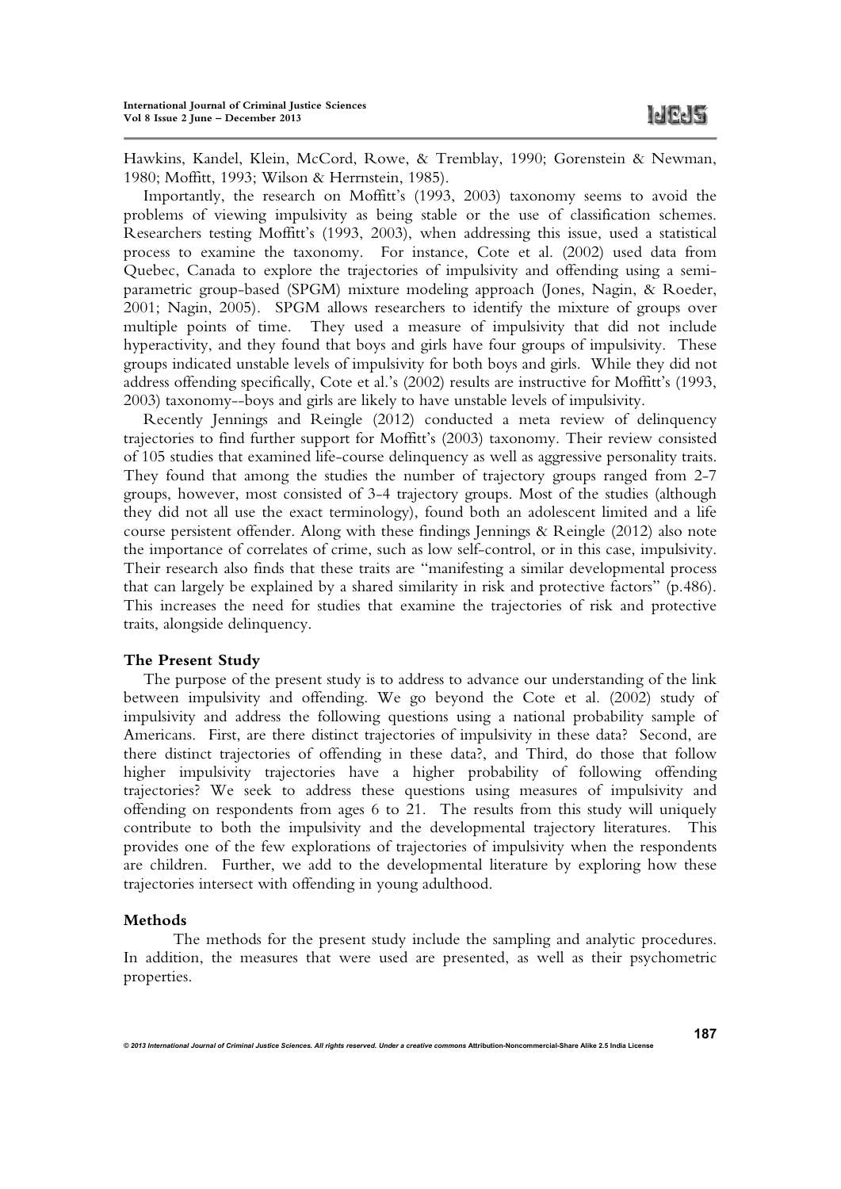Hawkins, Kandel, Klein, McCord, Rowe, & Tremblay, 1990; Gorenstein & Newman, 1980; Moffitt, 1993; Wilson & Herrnstein, 1985).

Importantly, the research on Moffitt's (1993, 2003) taxonomy seems to avoid the problems of viewing impulsivity as being stable or the use of classification schemes. Researchers testing Moffitt's (1993, 2003), when addressing this issue, used a statistical process to examine the taxonomy. For instance, Cote et al. (2002) used data from Quebec, Canada to explore the trajectories of impulsivity and offending using a semi-parametric group-based (SPGM) mixture modeling approach (Jones, Nagin, & Roeder, 2001; Nagin, 2005). SPGM allows researchers to identify the mixture of groups over multiple points of time. They used a measure of impulsivity that did not include hyperactivity, and they found that boys and girls have four groups of impulsivity. These groups indicated unstable levels of impulsivity for both boys and girls. While they did not address offending specifically, Cote et al.'s (2002) results are instructive for Moffitt's (1993, 2003) taxonomy--boys and girls are likely to have unstable levels of impulsivity.

Recently Jennings and Reingle (2012) conducted a meta review of delinquency trajectories to find further support for Moffitt's (2003) taxonomy. Their review consisted of 105 studies that examined life-course delinquency as well as aggressive personality traits. They found that among the studies the number of trajectory groups ranged from 2-7 groups, however, most consisted of 3-4 trajectory groups. Most of the studies (although they did not all use the exact terminology), found both an adolescent limited and a life course persistent offender. Along with these findings Jennings & Reingle (2012) also note the importance of correlates of crime, such as low self-control, or in this case, impulsivity. Their research also finds that these traits are "manifesting a similar developmental process that can largely be explained by a shared similarity in risk and protective factors" (p.486). This increases the need for studies that examine the trajectories of risk and protective traits, alongside delinquency.

## The Present Study

The purpose of the present study is to address to advance our understanding of the link between impulsivity and offending. We go beyond the Cote et al. (2002) study of impulsivity and address the following questions using a national probability sample of Americans. First, are there distinct trajectories of impulsivity in these data? Second, are there distinct trajectories of offending in these data?, and Third, do those that follow higher impulsivity trajectories have a higher probability of following offending trajectories? We seek to address these questions using measures of impulsivity and offending on respondents from ages 6 to 21. The results from this study will uniquely contribute to both the impulsivity and the developmental trajectory literatures. This provides one of the few explorations of trajectories of impulsivity when the respondents are children. Further, we add to the developmental literature by exploring how these trajectories intersect with offending in young adulthood.

## Methods

The methods for the present study include the sampling and analytic procedures. In addition, the measures that were used are presented, as well as their psychometric properties.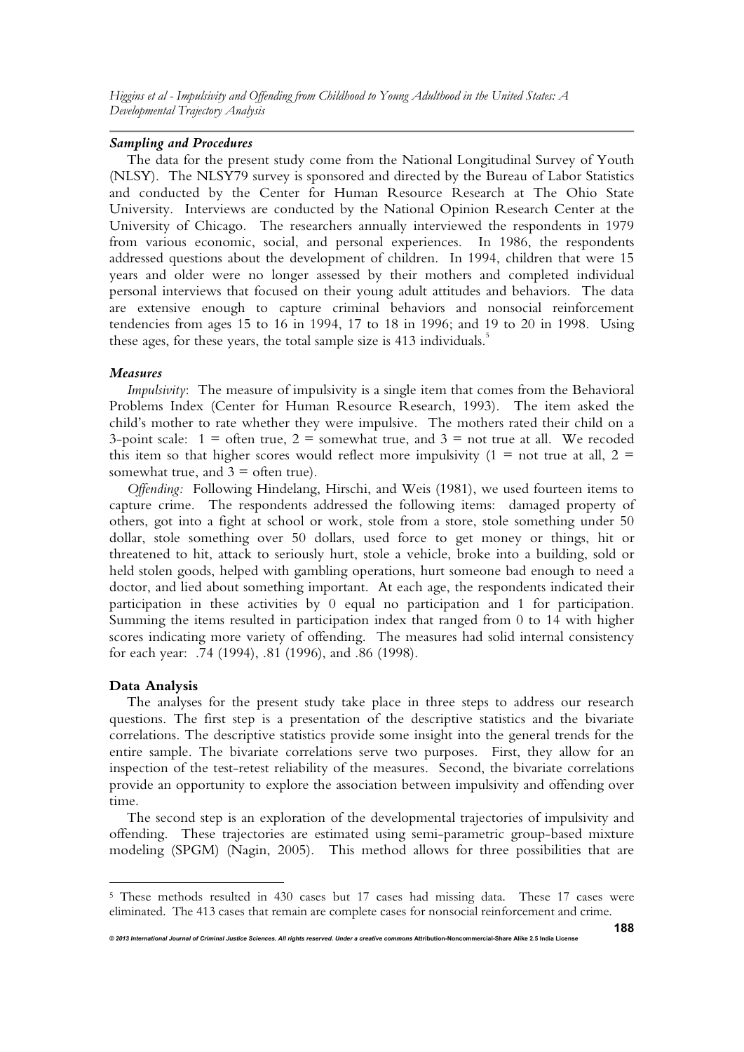### *Sampling and Procedures*

The data for the present study come from the National Longitudinal Survey of Youth (NLSY). The NLSY79 survey is sponsored and directed by the Bureau of Labor Statistics and conducted by the Center for Human Resource Research at The Ohio State University. Interviews are conducted by the National Opinion Research Center at the University of Chicago. The researchers annually interviewed the respondents in 1979 from various economic, social, and personal experiences. In 1986, the respondents addressed questions about the development of children. In 1994, children that were 15 years and older were no longer assessed by their mothers and completed individual personal interviews that focused on their young adult attitudes and behaviors. The data are extensive enough to capture criminal behaviors and nonsocial reinforcement tendencies from ages 15 to 16 in 1994, 17 to 18 in 1996; and 19 to 20 in 1998. Using these ages, for these years, the total sample size is 413 individuals.[5]

### *Measures*

*Impulsivity*: The measure of impulsivity is a single item that comes from the Behavioral Problems Index (Center for Human Resource Research, 1993). The item asked the child's mother to rate whether they were impulsive. The mothers rated their child on a 3-point scale: 1 = often true, 2 = somewhat true, and 3 = not true at all. We recoded this item so that higher scores would reflect more impulsivity (1 = not true at all, 2 = somewhat true, and 3 = often true).

*Offending:* Following Hindelang, Hirschi, and Weis (1981), we used fourteen items to capture crime. The respondents addressed the following items: damaged property of others, got into a fight at school or work, stole from a store, stole something under 50 dollar, stole something over 50 dollars, used force to get money or things, hit or threatened to hit, attack to seriously hurt, stole a vehicle, broke into a building, sold or held stolen goods, helped with gambling operations, hurt someone bad enough to need a doctor, and lied about something important. At each age, the respondents indicated their participation in these activities by 0 equal no participation and 1 for participation. Summing the items resulted in participation index that ranged from 0 to 14 with higher scores indicating more variety of offending. The measures had solid internal consistency for each year: .74 (1994), .81 (1996), and .86 (1998).

## Data Analysis

The analyses for the present study take place in three steps to address our research questions. The first step is a presentation of the descriptive statistics and the bivariate correlations. The descriptive statistics provide some insight into the general trends for the entire sample. The bivariate correlations serve two purposes. First, they allow for an inspection of the test-retest reliability of the measures. Second, the bivariate correlations provide an opportunity to explore the association between impulsivity and offending over time.

The second step is an exploration of the developmental trajectories of impulsivity and offending. These trajectories are estimated using semi-parametric group-based mixture modeling (SPGM) (Nagin, 2005). This method allows for three possibilities that are

---

[5] These methods resulted in 430 cases but 17 cases had missing data. These 17 cases were eliminated. The 413 cases that remain are complete cases for nonsocial reinforcement and crime.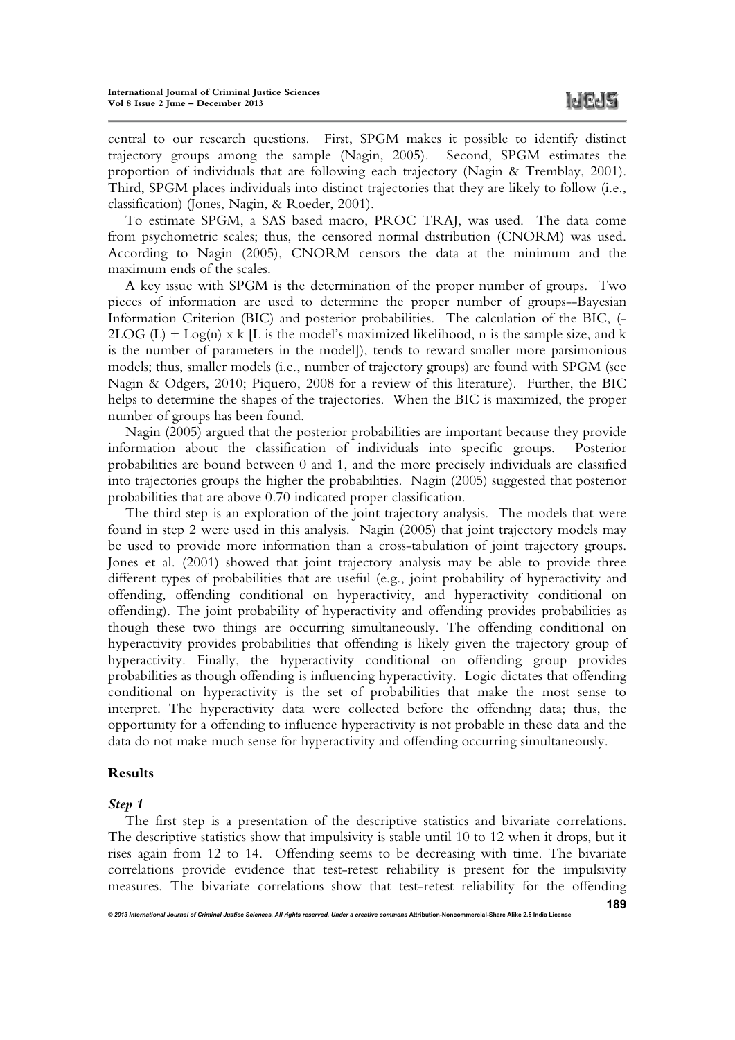central to our research questions. First, SPGM makes it possible to identify distinct trajectory groups among the sample (Nagin, 2005). Second, SPGM estimates the proportion of individuals that are following each trajectory (Nagin & Tremblay, 2001). Third, SPGM places individuals into distinct trajectories that they are likely to follow (i.e., classification) (Jones, Nagin, & Roeder, 2001).

To estimate SPGM, a SAS based macro, PROC TRAJ, was used. The data come from psychometric scales; thus, the censored normal distribution (CNORM) was used. According to Nagin (2005), CNORM censors the data at the minimum and the maximum ends of the scales.

A key issue with SPGM is the determination of the proper number of groups. Two pieces of information are used to determine the proper number of groups--Bayesian Information Criterion (BIC) and posterior probabilities. The calculation of the BIC, (-2LOG (L) + Log(n) x k [L is the model's maximized likelihood, n is the sample size, and k is the number of parameters in the model]), tends to reward smaller more parsimonious models; thus, smaller models (i.e., number of trajectory groups) are found with SPGM (see Nagin & Odgers, 2010; Piquero, 2008 for a review of this literature). Further, the BIC helps to determine the shapes of the trajectories. When the BIC is maximized, the proper number of groups has been found.

Nagin (2005) argued that the posterior probabilities are important because they provide information about the classification of individuals into specific groups. Posterior probabilities are bound between 0 and 1, and the more precisely individuals are classified into trajectories groups the higher the probabilities. Nagin (2005) suggested that posterior probabilities that are above 0.70 indicated proper classification.

The third step is an exploration of the joint trajectory analysis. The models that were found in step 2 were used in this analysis. Nagin (2005) that joint trajectory models may be used to provide more information than a cross-tabulation of joint trajectory groups. Jones et al. (2001) showed that joint trajectory analysis may be able to provide three different types of probabilities that are useful (e.g., joint probability of hyperactivity and offending, offending conditional on hyperactivity, and hyperactivity conditional on offending). The joint probability of hyperactivity and offending provides probabilities as though these two things are occurring simultaneously. The offending conditional on hyperactivity provides probabilities that offending is likely given the trajectory group of hyperactivity. Finally, the hyperactivity conditional on offending group provides probabilities as though offending is influencing hyperactivity. Logic dictates that offending conditional on hyperactivity is the set of probabilities that make the most sense to interpret. The hyperactivity data were collected before the offending data; thus, the opportunity for a offending to influence hyperactivity is not probable in these data and the data do not make much sense for hyperactivity and offending occurring simultaneously.

## Results

### *Step 1*

The first step is a presentation of the descriptive statistics and bivariate correlations. The descriptive statistics show that impulsivity is stable until 10 to 12 when it drops, but it rises again from 12 to 14. Offending seems to be decreasing with time. The bivariate correlations provide evidence that test-retest reliability is present for the impulsivity measures. The bivariate correlations show that test-retest reliability for the offending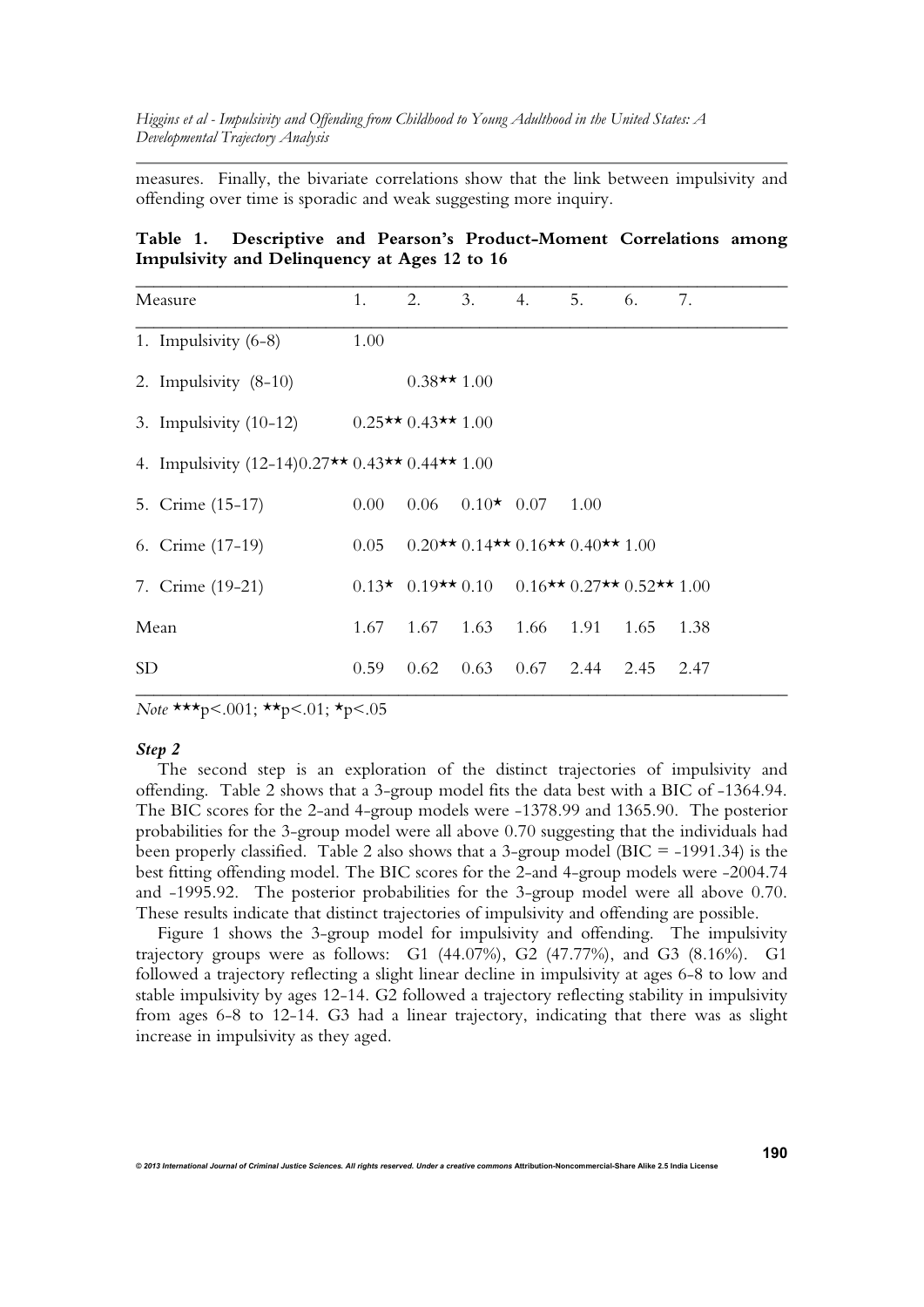measures. Finally, the bivariate correlations show that the link between impulsivity and offending over time is sporadic and weak suggesting more inquiry.

**Table 1. Descriptive and Pearson's Product-Moment Correlations among Impulsivity and Delinquency at Ages 12 to 16**

| Measure | 1. | 2. | 3. | 4. | 5. | 6. | 7. |
|---|---|---|---|---|---|---|---|
| 1. Impulsivity (6-8) | 1.00 | | | | | | |
| 2. Impulsivity (8-10) | | 0.38** | 1.00 | | | | |
| 3. Impulsivity (10-12) | 0.25** | 0.43** | 1.00 | | | | |
| 4. Impulsivity (12-14) | 0.27** | 0.43** | 0.44** | 1.00 | | | |
| 5. Crime (15-17) | 0.00 | 0.06 | 0.10* | 0.07 | 1.00 | | |
| 6. Crime (17-19) | 0.05 | 0.20** | 0.14** | 0.16** | 0.40** | 1.00 | |
| 7. Crime (19-21) | 0.13* | 0.19** | 0.10 | 0.16** | 0.27** | 0.52** | 1.00 |
| Mean | 1.67 | 1.67 | 1.63 | 1.66 | 1.91 | 1.65 | 1.38 |
| SD | 0.59 | 0.62 | 0.63 | 0.67 | 2.44 | 2.45 | 2.47 |

*Note* ***p<.001; **p<.01; *p<.05

***Step 2***

The second step is an exploration of the distinct trajectories of impulsivity and offending. Table 2 shows that a 3-group model fits the data best with a BIC of -1364.94. The BIC scores for the 2-and 4-group models were -1378.99 and 1365.90. The posterior probabilities for the 3-group model were all above 0.70 suggesting that the individuals had been properly classified. Table 2 also shows that a 3-group model (BIC = -1991.34) is the best fitting offending model. The BIC scores for the 2-and 4-group models were -2004.74 and -1995.92. The posterior probabilities for the 3-group model were all above 0.70. These results indicate that distinct trajectories of impulsivity and offending are possible.

Figure 1 shows the 3-group model for impulsivity and offending. The impulsivity trajectory groups were as follows: G1 (44.07%), G2 (47.77%), and G3 (8.16%). G1 followed a trajectory reflecting a slight linear decline in impulsivity at ages 6-8 to low and stable impulsivity by ages 12-14. G2 followed a trajectory reflecting stability in impulsivity from ages 6-8 to 12-14. G3 had a linear trajectory, indicating that there was as slight increase in impulsivity as they aged.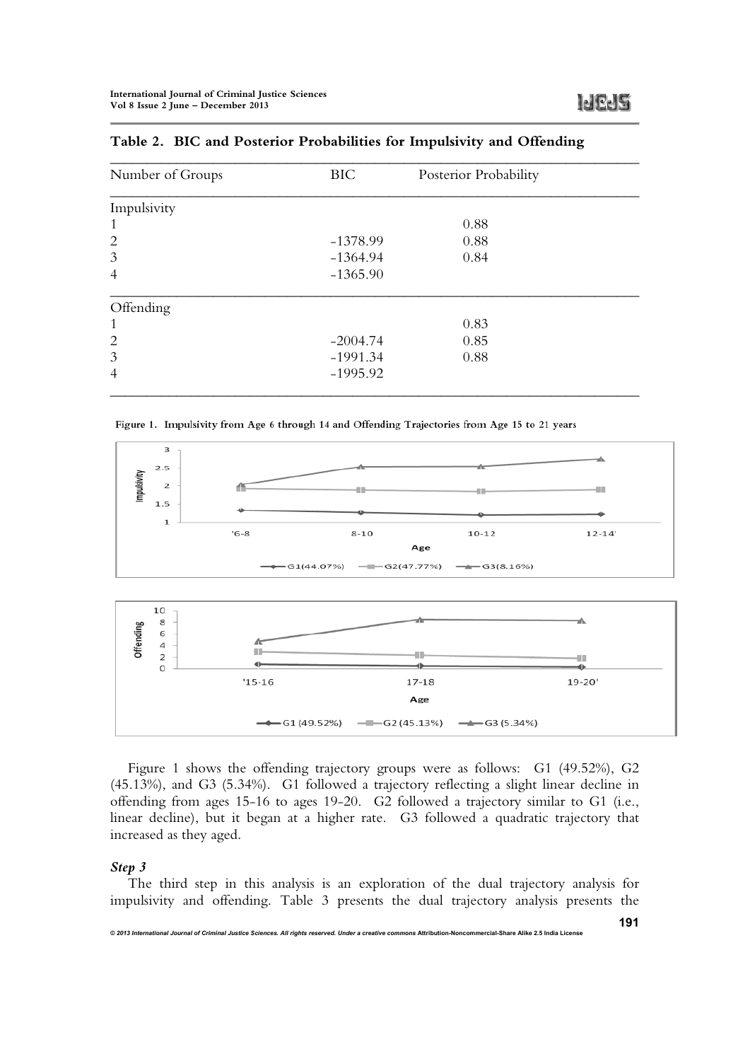**Table 2. BIC and Posterior Probabilities for Impulsivity and Offending**

| Number of Groups | BIC | Posterior Probability |
|---|---|---|
| Impulsivity | | |
| 1 | | 0.88 |
| 2 | -1378.99 | 0.88 |
| 3 | -1364.94 | 0.84 |
| 4 | -1365.90 | |
| Offending | | |
| 1 | | 0.83 |
| 2 | -2004.74 | 0.85 |
| 3 | -1991.34 | 0.88 |
| 4 | -1995.92 | |

Figure 1. Impulsivity from Age 6 through 14 and Offending Trajectories from Age 15 to 21 years

Impulsivity
3
2.5
2
1.5
1
'6-8
8-10
10-12
12-14'
Age
G1(44.07%) G2(47.77%) G3(8.16%)

Offending
10
8
6
4
2
0
'15-16
17-18
19-20'
Age
G1 (49.52%) G2 (45.13%) G3 (5.34%)

Figure 1 shows the offending trajectory groups were as follows: G1 (49.52%), G2 (45.13%), and G3 (5.34%). G1 followed a trajectory reflecting a slight linear decline in offending from ages 15-16 to ages 19-20. G2 followed a trajectory similar to G1 (i.e., linear decline), but it began at a higher rate. G3 followed a quadratic trajectory that increased as they aged.

### *Step 3*

The third step in this analysis is an exploration of the dual trajectory analysis for impulsivity and offending. Table 3 presents the dual trajectory analysis presents the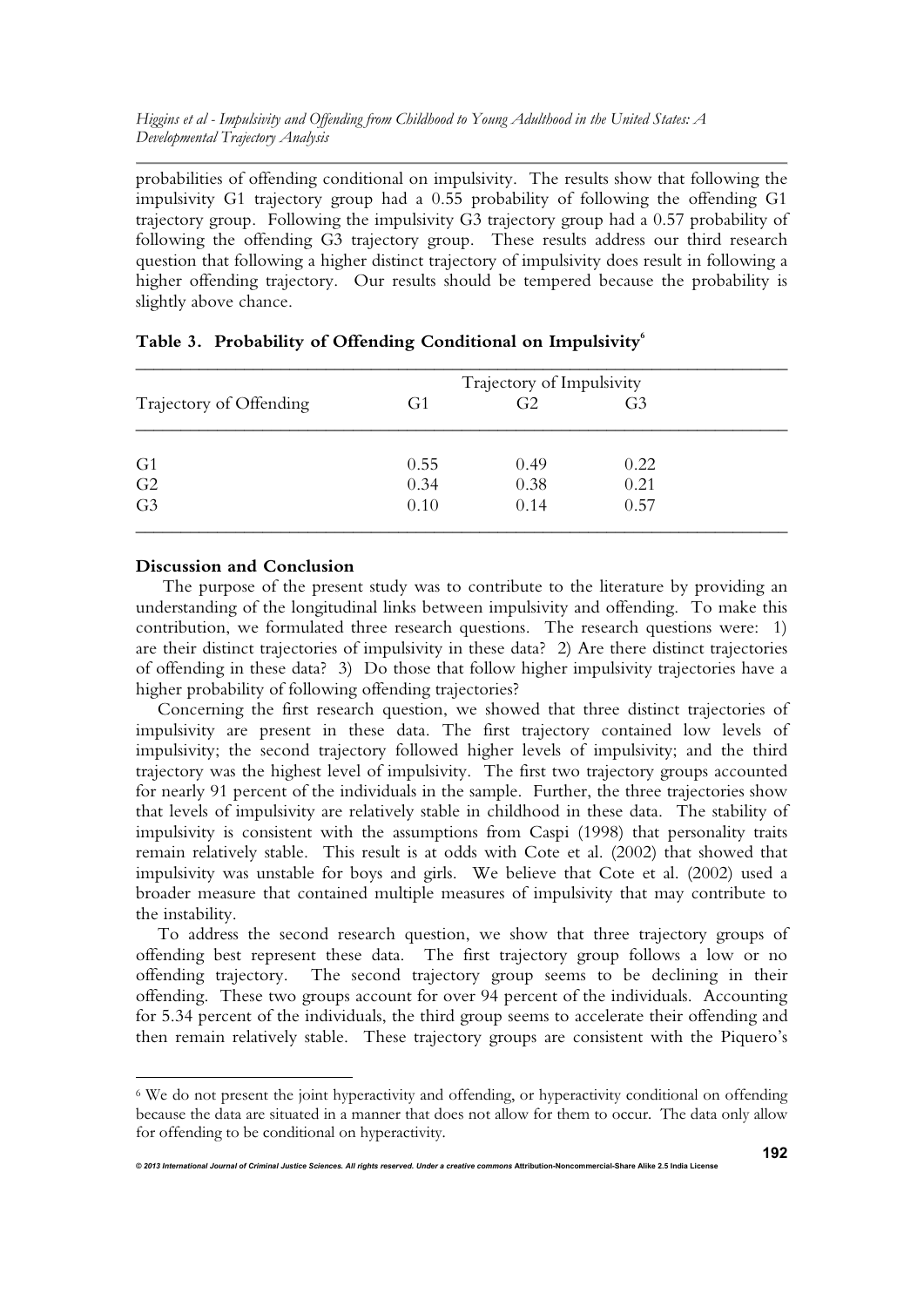probabilities of offending conditional on impulsivity. The results show that following the impulsivity G1 trajectory group had a 0.55 probability of following the offending G1 trajectory group. Following the impulsivity G3 trajectory group had a 0.57 probability of following the offending G3 trajectory group. These results address our third research question that following a higher distinct trajectory of impulsivity does result in following a higher offending trajectory. Our results should be tempered because the probability is slightly above chance.

**Table 3. Probability of Offending Conditional on Impulsivity**[6]

| | Trajectory of Impulsivity | | |
|---|---|---|---|
| Trajectory of Offending | G1 | G2 | G3 |
| G1 | 0.55 | 0.49 | 0.22 |
| G2 | 0.34 | 0.38 | 0.21 |
| G3 | 0.10 | 0.14 | 0.57 |

### Discussion and Conclusion

The purpose of the present study was to contribute to the literature by providing an understanding of the longitudinal links between impulsivity and offending. To make this contribution, we formulated three research questions. The research questions were: 1) are their distinct trajectories of impulsivity in these data? 2) Are there distinct trajectories of offending in these data? 3) Do those that follow higher impulsivity trajectories have a higher probability of following offending trajectories?

Concerning the first research question, we showed that three distinct trajectories of impulsivity are present in these data. The first trajectory contained low levels of impulsivity; the second trajectory followed higher levels of impulsivity; and the third trajectory was the highest level of impulsivity. The first two trajectory groups accounted for nearly 91 percent of the individuals in the sample. Further, the three trajectories show that levels of impulsivity are relatively stable in childhood in these data. The stability of impulsivity is consistent with the assumptions from Caspi (1998) that personality traits remain relatively stable. This result is at odds with Cote et al. (2002) that showed that impulsivity was unstable for boys and girls. We believe that Cote et al. (2002) used a broader measure that contained multiple measures of impulsivity that may contribute to the instability.

To address the second research question, we show that three trajectory groups of offending best represent these data. The first trajectory group follows a low or no offending trajectory. The second trajectory group seems to be declining in their offending. These two groups account for over 94 percent of the individuals. Accounting for 5.34 percent of the individuals, the third group seems to accelerate their offending and then remain relatively stable. These trajectory groups are consistent with the Piquero's

[6] We do not present the joint hyperactivity and offending, or hyperactivity conditional on offending because the data are situated in a manner that does not allow for them to occur. The data only allow for offending to be conditional on hyperactivity.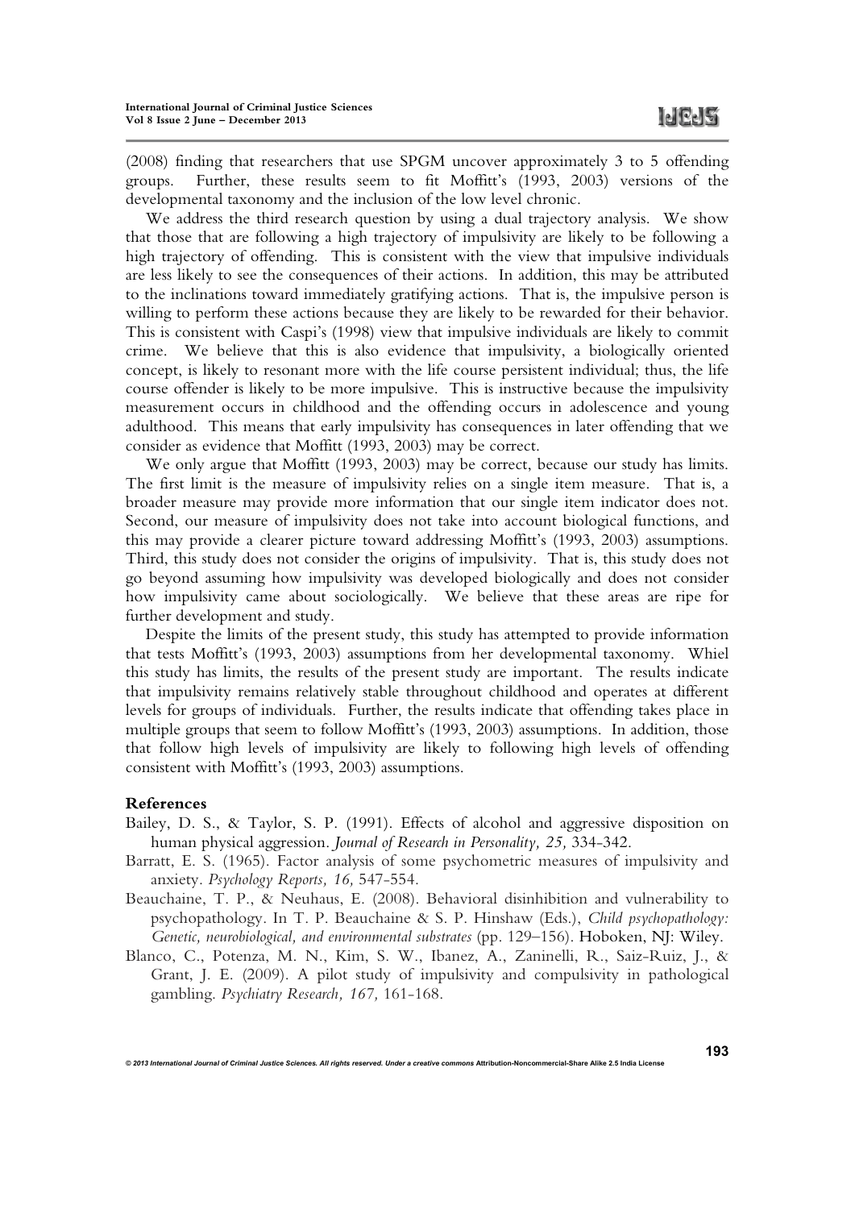(2008) finding that researchers that use SPGM uncover approximately 3 to 5 offending groups. Further, these results seem to fit Moffitt's (1993, 2003) versions of the developmental taxonomy and the inclusion of the low level chronic.

We address the third research question by using a dual trajectory analysis. We show that those that are following a high trajectory of impulsivity are likely to be following a high trajectory of offending. This is consistent with the view that impulsive individuals are less likely to see the consequences of their actions. In addition, this may be attributed to the inclinations toward immediately gratifying actions. That is, the impulsive person is willing to perform these actions because they are likely to be rewarded for their behavior. This is consistent with Caspi's (1998) view that impulsive individuals are likely to commit crime. We believe that this is also evidence that impulsivity, a biologically oriented concept, is likely to resonant more with the life course persistent individual; thus, the life course offender is likely to be more impulsive. This is instructive because the impulsivity measurement occurs in childhood and the offending occurs in adolescence and young adulthood. This means that early impulsivity has consequences in later offending that we consider as evidence that Moffitt (1993, 2003) may be correct.

We only argue that Moffitt (1993, 2003) may be correct, because our study has limits. The first limit is the measure of impulsivity relies on a single item measure. That is, a broader measure may provide more information that our single item indicator does not. Second, our measure of impulsivity does not take into account biological functions, and this may provide a clearer picture toward addressing Moffitt's (1993, 2003) assumptions. Third, this study does not consider the origins of impulsivity. That is, this study does not go beyond assuming how impulsivity was developed biologically and does not consider how impulsivity came about sociologically. We believe that these areas are ripe for further development and study.

Despite the limits of the present study, this study has attempted to provide information that tests Moffitt's (1993, 2003) assumptions from her developmental taxonomy. Whiel this study has limits, the results of the present study are important. The results indicate that impulsivity remains relatively stable throughout childhood and operates at different levels for groups of individuals. Further, the results indicate that offending takes place in multiple groups that seem to follow Moffitt's (1993, 2003) assumptions. In addition, those that follow high levels of impulsivity are likely to following high levels of offending consistent with Moffitt's (1993, 2003) assumptions.

## References

Bailey, D. S., & Taylor, S. P. (1991). Effects of alcohol and aggressive disposition on human physical aggression. *Journal of Research in Personality, 25,* 334-342.

Barratt, E. S. (1965). Factor analysis of some psychometric measures of impulsivity and anxiety. *Psychology Reports, 16,* 547-554.

Beauchaine, T. P., & Neuhaus, E. (2008). Behavioral disinhibition and vulnerability to psychopathology. In T. P. Beauchaine & S. P. Hinshaw (Eds.), *Child psychopathology: Genetic, neurobiological, and environmental substrates* (pp. 129–156). Hoboken, NJ: Wiley.

Blanco, C., Potenza, M. N., Kim, S. W., Ibanez, A., Zaninelli, R., Saiz-Ruiz, J., & Grant, J. E. (2009). A pilot study of impulsivity and compulsivity in pathological gambling. *Psychiatry Research, 167,* 161-168.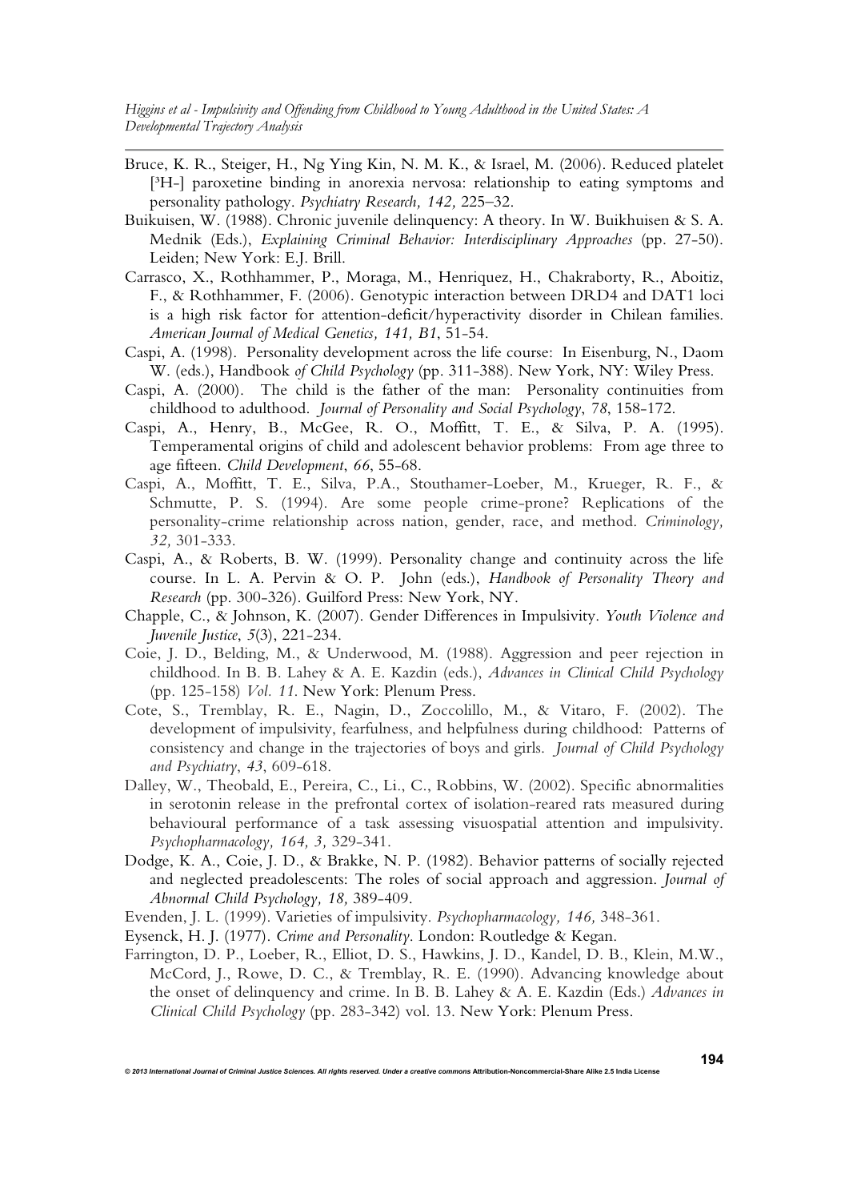Bruce, K. R., Steiger, H., Ng Ying Kin, N. M. K., & Israel, M. (2006). Reduced platelet [$^{3}$H-] paroxetine binding in anorexia nervosa: relationship to eating symptoms and personality pathology. *Psychiatry Research, 142,* 225–32.

Buikuisen, W. (1988). Chronic juvenile delinquency: A theory. In W. Buikhuisen & S. A. Mednik (Eds.), *Explaining Criminal Behavior: Interdisciplinary Approaches* (pp. 27-50). Leiden; New York: E.J. Brill.

Carrasco, X., Rothhammer, P., Moraga, M., Henriquez, H., Chakraborty, R., Aboitiz, F., & Rothhammer, F. (2006). Genotypic interaction between DRD4 and DAT1 loci is a high risk factor for attention-deficit/hyperactivity disorder in Chilean families. *American Journal of Medical Genetics, 141, B1*, 51-54.

Caspi, A. (1998). Personality development across the life course: In Eisenburg, N., Daom W. (eds.), Handbook *of Child Psychology* (pp. 311-388). New York, NY: Wiley Press.

Caspi, A. (2000). The child is the father of the man: Personality continuities from childhood to adulthood. *Journal of Personality and Social Psychology*, *78*, 158-172.

Caspi, A., Henry, B., McGee, R. O., Moffitt, T. E., & Silva, P. A. (1995). Temperamental origins of child and adolescent behavior problems: From age three to age fifteen. *Child Development*, *66*, 55-68.

Caspi, A., Moffitt, T. E., Silva, P.A., Stouthamer-Loeber, M., Krueger, R. F., & Schmutte, P. S. (1994). Are some people crime-prone? Replications of the personality-crime relationship across nation, gender, race, and method. *Criminology, 32,* 301-333.

Caspi, A., & Roberts, B. W. (1999). Personality change and continuity across the life course. In L. A. Pervin & O. P. John (eds.), *Handbook of Personality Theory and Research* (pp. 300-326). Guilford Press: New York, NY.

Chapple, C., & Johnson, K. (2007). Gender Differences in Impulsivity. *Youth Violence and Juvenile Justice*, *5*(3), 221-234.

Coie, J. D., Belding, M., & Underwood, M. (1988). Aggression and peer rejection in childhood. In B. B. Lahey & A. E. Kazdin (eds.), *Advances in Clinical Child Psychology* (pp. 125-158) *Vol. 11*. New York: Plenum Press.

Cote, S., Tremblay, R. E., Nagin, D., Zoccolillo, M., & Vitaro, F. (2002). The development of impulsivity, fearfulness, and helpfulness during childhood: Patterns of consistency and change in the trajectories of boys and girls. *Journal of Child Psychology and Psychiatry*, *43*, 609-618.

Dalley, W., Theobald, E., Pereira, C., Li., C., Robbins, W. (2002). Specific abnormalities in serotonin release in the prefrontal cortex of isolation-reared rats measured during behavioural performance of a task assessing visuospatial attention and impulsivity. *Psychopharmacology, 164, 3,* 329-341.

Dodge, K. A., Coie, J. D., & Brakke, N. P. (1982). Behavior patterns of socially rejected and neglected preadolescents: The roles of social approach and aggression. *Journal of Abnormal Child Psychology, 18,* 389-409.

Evenden, J. L. (1999). Varieties of impulsivity. *Psychopharmacology, 146,* 348-361.

Eysenck, H. J. (1977). *Crime and Personality*. London: Routledge & Kegan.

Farrington, D. P., Loeber, R., Elliot, D. S., Hawkins, J. D., Kandel, D. B., Klein, M.W., McCord, J., Rowe, D. C., & Tremblay, R. E. (1990). Advancing knowledge about the onset of delinquency and crime. In B. B. Lahey & A. E. Kazdin (Eds.) *Advances in Clinical Child Psychology* (pp. 283-342) vol. 13. New York: Plenum Press.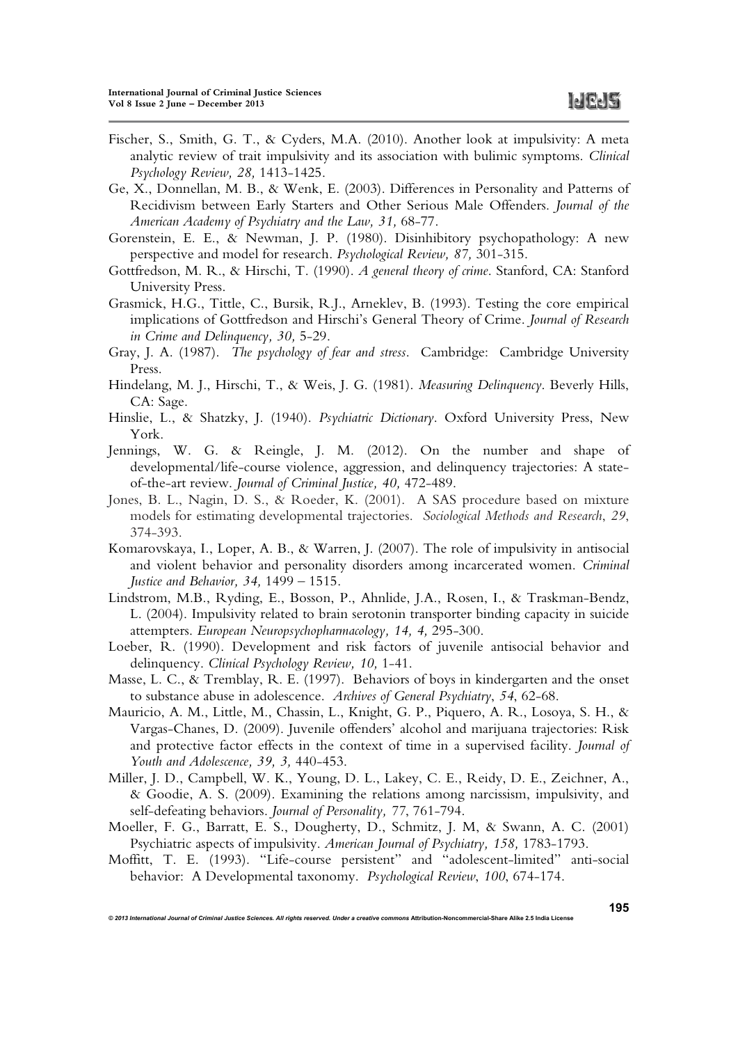Fischer, S., Smith, G. T., & Cyders, M.A. (2010). Another look at impulsivity: A meta analytic review of trait impulsivity and its association with bulimic symptoms. *Clinical Psychology Review, 28,* 1413-1425.

Ge, X., Donnellan, M. B., & Wenk, E. (2003). Differences in Personality and Patterns of Recidivism between Early Starters and Other Serious Male Offenders. *Journal of the American Academy of Psychiatry and the Law, 31,* 68-77.

Gorenstein, E. E., & Newman, J. P. (1980). Disinhibitory psychopathology: A new perspective and model for research. *Psychological Review, 87,* 301-315.

Gottfredson, M. R., & Hirschi, T. (1990). *A general theory of crime*. Stanford, CA: Stanford University Press.

Grasmick, H.G., Tittle, C., Bursik, R.J., Arneklev, B. (1993). Testing the core empirical implications of Gottfredson and Hirschi's General Theory of Crime. *Journal of Research in Crime and Delinquency, 30,* 5-29.

Gray, J. A. (1987). *The psychology of fear and stress*. Cambridge: Cambridge University Press.

Hindelang, M. J., Hirschi, T., & Weis, J. G. (1981). *Measuring Delinquency*. Beverly Hills, CA: Sage.

Hinslie, L., & Shatzky, J. (1940). *Psychiatric Dictionary*. Oxford University Press, New York.

Jennings, W. G. & Reingle, J. M. (2012). On the number and shape of developmental/life-course violence, aggression, and delinquency trajectories: A state-of-the-art review. *Journal of Criminal Justice, 40,* 472-489.

Jones, B. L., Nagin, D. S., & Roeder, K. (2001). A SAS procedure based on mixture models for estimating developmental trajectories. *Sociological Methods and Research*, *29*, 374-393.

Komarovskaya, I., Loper, A. B., & Warren, J. (2007). The role of impulsivity in antisocial and violent behavior and personality disorders among incarcerated women. *Criminal Justice and Behavior, 34,* 1499 – 1515.

Lindstrom, M.B., Ryding, E., Bosson, P., Ahnlide, J.A., Rosen, I., & Traskman-Bendz, L. (2004). Impulsivity related to brain serotonin transporter binding capacity in suicide attempters. *European Neuropsychopharmacology, 14, 4,* 295-300.

Loeber, R. (1990). Development and risk factors of juvenile antisocial behavior and delinquency. *Clinical Psychology Review, 10,* 1-41.

Masse, L. C., & Tremblay, R. E. (1997). Behaviors of boys in kindergarten and the onset to substance abuse in adolescence. *Archives of General Psychiatry*, *54*, 62-68.

Mauricio, A. M., Little, M., Chassin, L., Knight, G. P., Piquero, A. R., Losoya, S. H., & Vargas-Chanes, D. (2009). Juvenile offenders' alcohol and marijuana trajectories: Risk and protective factor effects in the context of time in a supervised facility. *Journal of Youth and Adolescence, 39, 3,* 440-453.

Miller, J. D., Campbell, W. K., Young, D. L., Lakey, C. E., Reidy, D. E., Zeichner, A., & Goodie, A. S. (2009). Examining the relations among narcissism, impulsivity, and self-defeating behaviors. *Journal of Personality,* 77, 761-794.

Moeller, F. G., Barratt, E. S., Dougherty, D., Schmitz, J. M, & Swann, A. C. (2001) Psychiatric aspects of impulsivity. *American Journal of Psychiatry, 158,* 1783-1793.

Moffitt, T. E. (1993). "Life-course persistent" and "adolescent-limited" anti-social behavior: A Developmental taxonomy. *Psychological Review*, *100*, 674-174.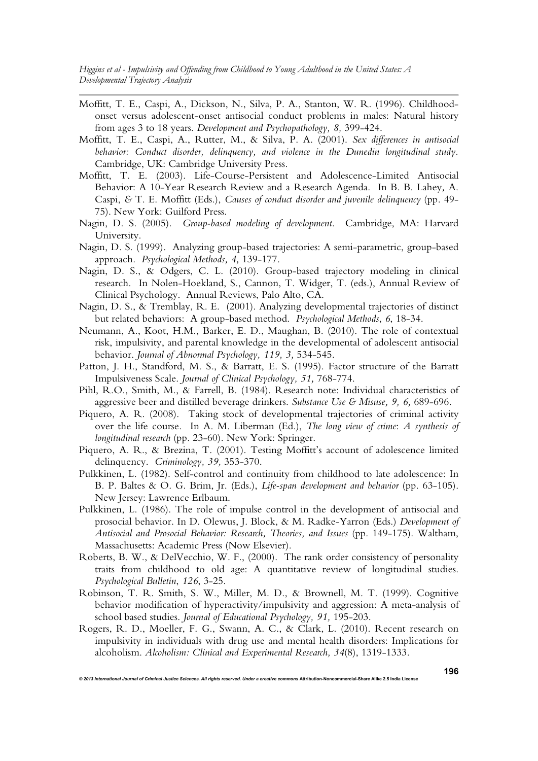Moffitt, T. E., Caspi, A., Dickson, N., Silva, P. A., Stanton, W. R. (1996). Childhood-onset versus adolescent-onset antisocial conduct problems in males: Natural history from ages 3 to 18 years. *Development and Psychopathology, 8,* 399-424.

Moffitt, T. E., Caspi, A., Rutter, M., & Silva, P. A. (2001). *Sex differences in antisocial behavior: Conduct disorder, delinquency, and violence in the Dunedin longitudinal study.* Cambridge, UK: Cambridge University Press.

Moffitt, T. E. (2003). Life-Course-Persistent and Adolescence-Limited Antisocial Behavior: A 10-Year Research Review and a Research Agenda. In B. B. Lahey, A. Caspi, & T. E. Moffitt (Eds.), *Causes of conduct disorder and juvenile delinquency* (pp. 49-75). New York: Guilford Press.

Nagin, D. S. (2005). *Group-based modeling of development.* Cambridge, MA: Harvard University.

Nagin, D. S. (1999). Analyzing group-based trajectories: A semi-parametric, group-based approach. *Psychological Methods, 4,* 139-177.

Nagin, D. S., & Odgers, C. L. (2010). Group-based trajectory modeling in clinical research. In Nolen-Hoekland, S., Cannon, T. Widger, T. (eds.), Annual Review of Clinical Psychology. Annual Reviews, Palo Alto, CA.

Nagin, D. S., & Tremblay, R. E. (2001). Analyzing developmental trajectories of distinct but related behaviors: A group-based method. *Psychological Methods*, *6*, 18-34.

Neumann, A., Koot, H.M., Barker, E. D., Maughan, B. (2010). The role of contextual risk, impulsivity, and parental knowledge in the developmental of adolescent antisocial behavior. *Journal of Abnormal Psychology, 119, 3,* 534-545.

Patton, J. H., Standford, M. S., & Barratt, E. S. (1995). Factor structure of the Barratt Impulsiveness Scale. *Journal of Clinical Psychology, 51,* 768-774.

Pihl, R.O., Smith, M., & Farrell, B. (1984). Research note: Individual characteristics of aggressive beer and distilled beverage drinkers. *Substance Use & Misuse, 9, 6,* 689-696.

Piquero, A. R. (2008). Taking stock of developmental trajectories of criminal activity over the life course. In A. M. Liberman (Ed.), *The long view of crime*: *A synthesis of longitudinal research* (pp. 23-60). New York: Springer.

Piquero, A. R., & Brezina, T. (2001). Testing Moffitt's account of adolescence limited delinquency. *Criminology, 39,* 353-370.

Pulkkinen, L. (1982). Self-control and continuity from childhood to late adolescence: In B. P. Baltes & O. G. Brim, Jr. (Eds.), *Life-span development and behavior* (pp. 63-105). New Jersey: Lawrence Erlbaum.

Pulkkinen, L. (1986). The role of impulse control in the development of antisocial and prosocial behavior. In D. Olewus, J. Block, & M. Radke-Yarron (Eds.) *Development of Antisocial and Prosocial Behavior: Research, Theories, and Issues* (pp. 149-175). Waltham, Massachusetts: Academic Press (Now Elsevier).

Roberts, B. W., & DelVecchio, W. F., (2000). The rank order consistency of personality traits from childhood to old age: A quantitative review of longitudinal studies. *Psychological Bulletin*, *126*, 3-25.

Robinson, T. R. Smith, S. W., Miller, M. D., & Brownell, M. T. (1999). Cognitive behavior modification of hyperactivity/impulsivity and aggression: A meta-analysis of school based studies. *Journal of Educational Psychology, 91,* 195-203.

Rogers, R. D., Moeller, F. G., Swann, A. C., & Clark, L. (2010). Recent research on impulsivity in individuals with drug use and mental health disorders: Implications for alcoholism. *Alcoholism: Clinical and Experimental Research, 34*(8), 1319-1333.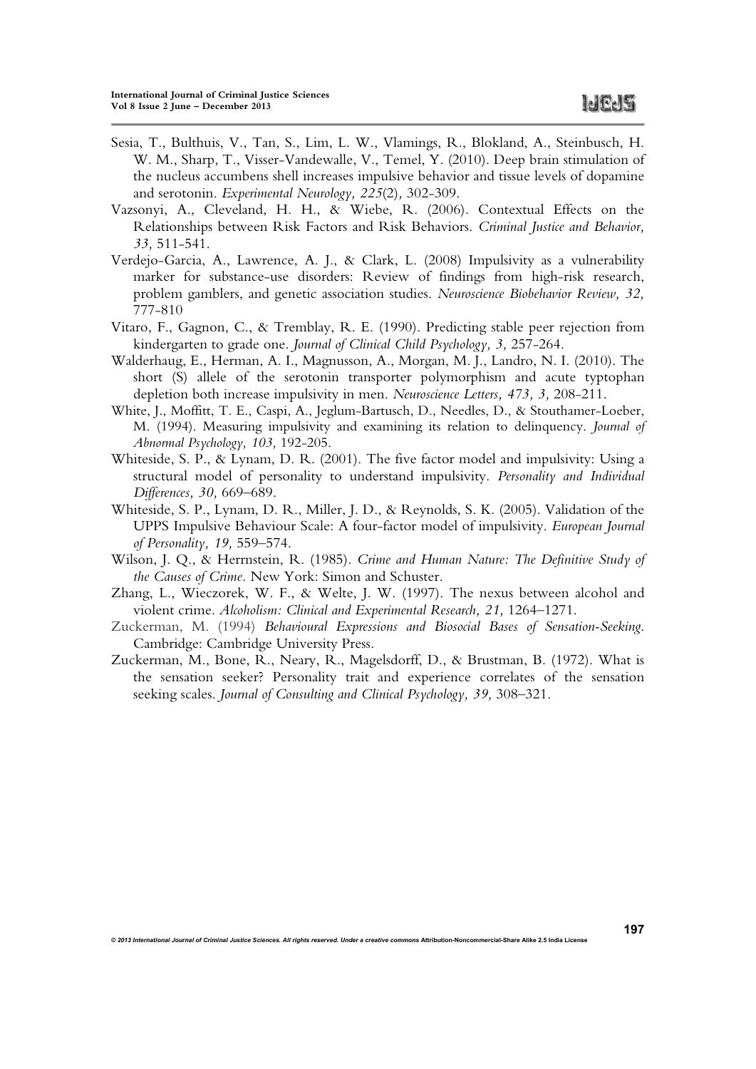Sesia, T., Bulthuis, V., Tan, S., Lim, L. W., Vlamings, R., Blokland, A., Steinbusch, H. W. M., Sharp, T., Visser-Vandewalle, V., Temel, Y. (2010). Deep brain stimulation of the nucleus accumbens shell increases impulsive behavior and tissue levels of dopamine and serotonin. *Experimental Neurology, 225*(2), 302-309.

Vazsonyi, A., Cleveland, H. H., & Wiebe, R. (2006). Contextual Effects on the Relationships between Risk Factors and Risk Behaviors. *Criminal Justice and Behavior, 33,* 511-541.

Verdejo-Garcia, A., Lawrence, A. J., & Clark, L. (2008) Impulsivity as a vulnerability marker for substance-use disorders: Review of findings from high-risk research, problem gamblers, and genetic association studies. *Neuroscience Biobehavior Review, 32,* 777-810

Vitaro, F., Gagnon, C., & Tremblay, R. E. (1990). Predicting stable peer rejection from kindergarten to grade one. *Journal of Clinical Child Psychology, 3,* 257-264.

Walderhaug, E., Herman, A. I., Magnusson, A., Morgan, M. J., Landro, N. I. (2010). The short (S) allele of the serotonin transporter polymorphism and acute typtophan depletion both increase impulsivity in men. *Neuroscience Letters, 473, 3,* 208-211.

White, J., Moffitt, T. E., Caspi, A., Jeglum-Bartusch, D., Needles, D., & Stouthamer-Loeber, M. (1994). Measuring impulsivity and examining its relation to delinquency. *Journal of Abnormal Psychology, 103,* 192-205.

Whiteside, S. P., & Lynam, D. R. (2001). The five factor model and impulsivity: Using a structural model of personality to understand impulsivity. *Personality and Individual Differences, 30,* 669–689.

Whiteside, S. P., Lynam, D. R., Miller, J. D., & Reynolds, S. K. (2005). Validation of the UPPS Impulsive Behaviour Scale: A four-factor model of impulsivity. *European Journal of Personality, 19,* 559–574.

Wilson, J. Q., & Herrnstein, R. (1985). *Crime and Human Nature: The Definitive Study of the Causes of Crime.* New York: Simon and Schuster.

Zhang, L., Wieczorek, W. F., & Welte, J. W. (1997). The nexus between alcohol and violent crime. *Alcoholism: Clinical and Experimental Research, 21,* 1264–1271.

Zuckerman, M. (1994) *Behavioural Expressions and Biosocial Bases of Sensation-Seeking.* Cambridge: Cambridge University Press.

Zuckerman, M., Bone, R., Neary, R., Magelsdorff, D., & Brustman, B. (1972). What is the sensation seeker? Personality trait and experience correlates of the sensation seeking scales. *Journal of Consulting and Clinical Psychology, 39,* 308–321.